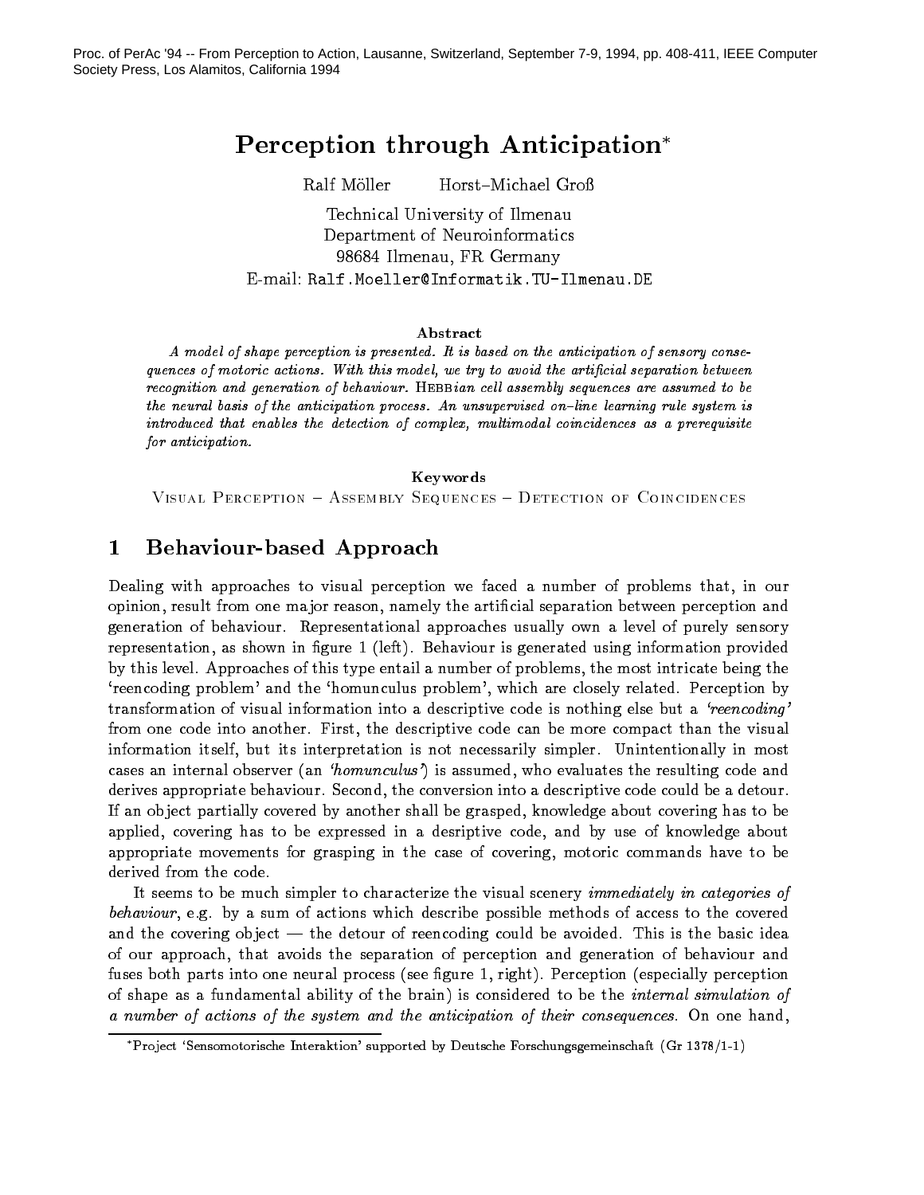Proc. of PerAc '94 -- From Perception to Action, Lausanne, Switzerland, September 7-9, 1994, pp. 408-411, IEEE Computer Society Press, Los Alamitos, California 1994

# Perception through Anticipation*

Ralf Möller    Horst–Michael Groß

Technical University of Ilmenau
Department of Neuroinformatics
98684 Ilmenau, FR Germany
E-mail: Ralf.Moeller@Informatik.TU-Ilmenau.DE

**Abstract**

*A model of shape perception is presented. It is based on the anticipation of sensory consequences of motoric actions. With this model, we try to avoid the artificial separation between recognition and generation of behaviour.* HEBB*ian cell assembly sequences are assumed to be the neural basis of the anticipation process. An unsupervised on–line learning rule system is introduced that enables the detection of complex, multimodal coincidences as a prerequisite for anticipation.*

**Keywords**

VISUAL PERCEPTION – ASSEMBLY SEQUENCES – DETECTION OF COINCIDENCES

## 1 Behaviour-based Approach

Dealing with approaches to visual perception we faced a number of problems that, in our opinion, result from one major reason, namely the artificial separation between perception and generation of behaviour. Representational approaches usually own a level of purely sensory representation, as shown in figure 1 (left). Behaviour is generated using information provided by this level. Approaches of this type entail a number of problems, the most intricate being the 'reencoding problem' and the 'homunculus problem', which are closely related. Perception by transformation of visual information into a descriptive code is nothing else but a *'reencoding'* from one code into another. First, the descriptive code can be more compact than the visual information itself, but its interpretation is not necessarily simpler. Unintentionally in most cases an internal observer (an *'homunculus'*) is assumed, who evaluates the resulting code and derives appropriate behaviour. Second, the conversion into a descriptive code could be a detour. If an object partially covered by another shall be grasped, knowledge about covering has to be applied, covering has to be expressed in a desriptive code, and by use of knowledge about appropriate movements for grasping in the case of covering, motoric commands have to be derived from the code.

It seems to be much simpler to characterize the visual scenery *immediately in categories of behaviour*, e.g. by a sum of actions which describe possible methods of access to the covered and the covering object — the detour of reencoding could be avoided. This is the basic idea of our approach, that avoids the separation of perception and generation of behaviour and fuses both parts into one neural process (see figure 1, right). Perception (especially perception of shape as a fundamental ability of the brain) is considered to be the *internal simulation of a number of actions of the system and the anticipation of their consequences*. On one hand,

*Project 'Sensomotorische Interaktion' supported by Deutsche Forschungsgemeinschaft (Gr 1378/1-1)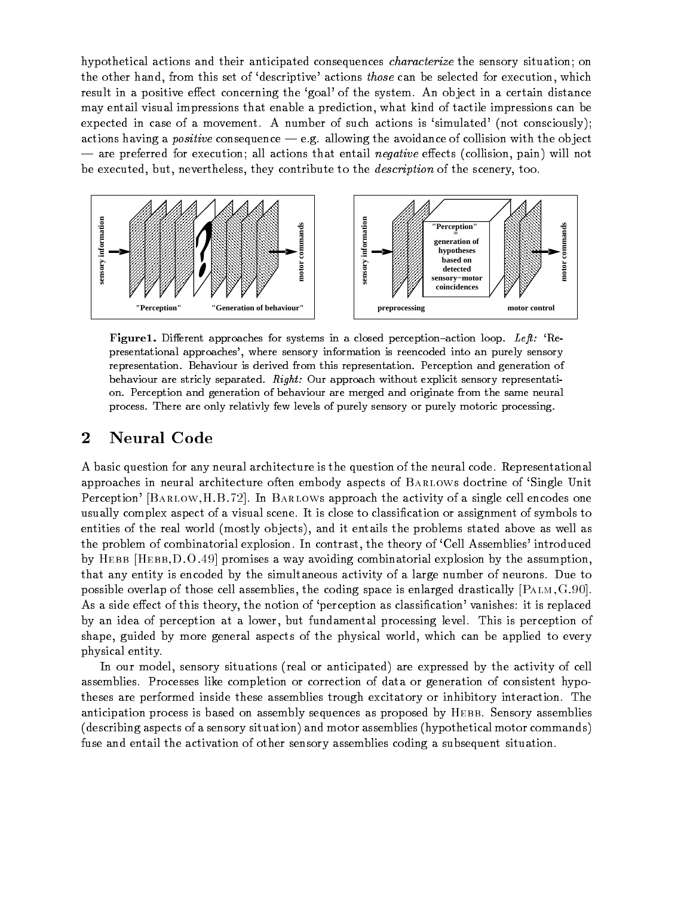hypothetical actions and their anticipated consequences *characterize* the sensory situation; on the other hand, from this set of 'descriptive' actions *those* can be selected for execution, which result in a positive effect concerning the 'goal' of the system. An object in a certain distance may entail visual impressions that enable a prediction, what kind of tactile impressions can be expected in case of a movement. A number of such actions is 'simulated' (not consciously); actions having a *positive* consequence — e.g. allowing the avoidance of collision with the object — are preferred for execution; all actions that entail *negative* effects (collision, pain) will not be executed, but, nevertheless, they contribute to the *description* of the scenery, too.

sensory information

?

motor commands

"Perception"

"Generation of behaviour"

sensory information

"Perception"
=
generation of hypotheses based on detected sensory−motor coincidences

motor commands

preprocessing

motor control

**Figure1.** Different approaches for systems in a closed perception–action loop. *Left:* 'Representational approaches', where sensory information is reencoded into an purely sensory representation. Behaviour is derived from this representation. Perception and generation of behaviour are stricly separated. *Right:* Our approach without explicit sensory representation. Perception and generation of behaviour are merged and originate from the same neural process. There are only relativly few levels of purely sensory or purely motoric processing.

## 2 Neural Code

A basic question for any neural architecture is the question of the neural code. Representational approaches in neural architecture often embody aspects of Barlows doctrine of 'Single Unit Perception' [Barlow,H.B.72]. In Barlows approach the activity of a single cell encodes one usually complex aspect of a visual scene. It is close to classification or assignment of symbols to entities of the real world (mostly objects), and it entails the problems stated above as well as the problem of combinatorial explosion. In contrast, the theory of 'Cell Assemblies' introduced by Hebb [Hebb,D.O.49] promises a way avoiding combinatorial explosion by the assumption, that any entity is encoded by the simultaneous activity of a large number of neurons. Due to possible overlap of those cell assemblies, the coding space is enlarged drastically [Palm,G.90]. As a side effect of this theory, the notion of 'perception as classification' vanishes: it is replaced by an idea of perception at a lower, but fundamental processing level. This is perception of shape, guided by more general aspects of the physical world, which can be applied to every physical entity.

In our model, sensory situations (real or anticipated) are expressed by the activity of cell assemblies. Processes like completion or correction of data or generation of consistent hypotheses are performed inside these assemblies trough excitatory or inhibitory interaction. The anticipation process is based on assembly sequences as proposed by Hebb. Sensory assemblies (describing aspects of a sensory situation) and motor assemblies (hypothetical motor commands) fuse and entail the activation of other sensory assemblies coding a subsequent situation.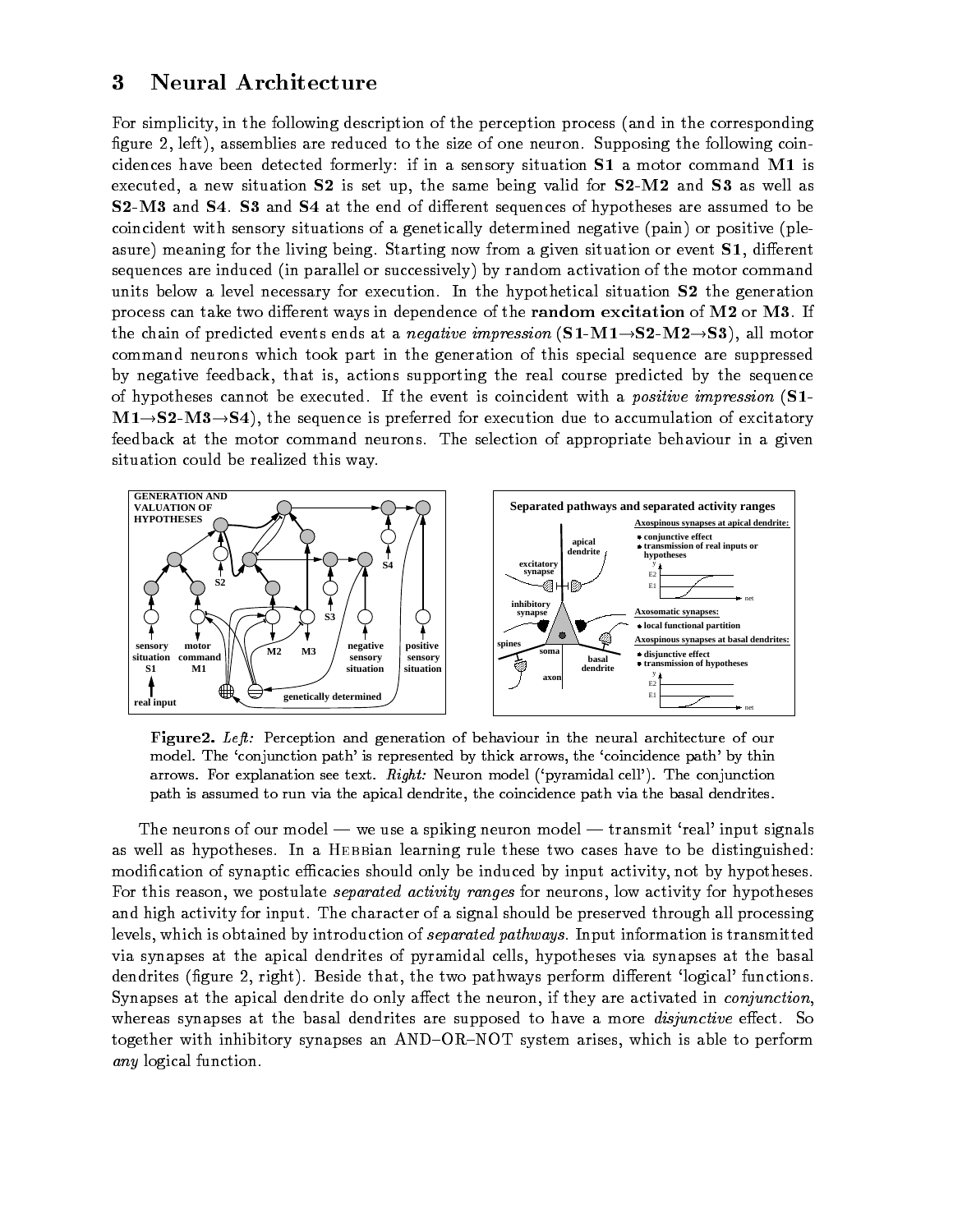# 3 Neural Architecture

For simplicity, in the following description of the perception process (and in the corresponding figure 2, left), assemblies are reduced to the size of one neuron. Supposing the following coincidences have been detected formerly: if in a sensory situation **S1** a motor command **M1** is executed, a new situation **S2** is set up, the same being valid for **S2**-**M2** and **S3** as well as **S2**-**M3** and **S4**. **S3** and **S4** at the end of different sequences of hypotheses are assumed to be coincident with sensory situations of a genetically determined negative (pain) or positive (pleasure) meaning for the living being. Starting now from a given situation or event **S1**, different sequences are induced (in parallel or successively) by random activation of the motor command units below a level necessary for execution. In the hypothetical situation **S2** the generation process can take two different ways in dependence of the **random excitation** of **M2** or **M3**. If the chain of predicted events ends at a *negative impression* (**S1**-**M1**→**S2**-**M2**→**S3**), all motor command neurons which took part in the generation of this special sequence are suppressed by negative feedback, that is, actions supporting the real course predicted by the sequence of hypotheses cannot be executed. If the event is coincident with a *positive impression* (**S1**-**M1**→**S2**-**M3**→**S4**), the sequence is preferred for execution due to accumulation of excitatory feedback at the motor command neurons. The selection of appropriate behaviour in a given situation could be realized this way.

GENERATION AND VALUATION OF HYPOTHESES

S2

S3

S4

sensory situation S1

motor command M1

M2

M3

negative sensory situation

positive sensory situation

real input

genetically determined

Separated pathways and separated activity ranges

Axospinous synapses at apical dendrite:
- conjunctive effect
- transmission of real inputs or hypotheses

apical dendrite

excitatory synapse

inhibitory synapse

spines

soma

axon

basal dendrite

Axosomatic synapses:
- local functional partition

Axospinous synapses at basal dendrites:
- disjunctive effect
- transmission of hypotheses

y

E2

E1

net

**Figure2.** *Left:* Perception and generation of behaviour in the neural architecture of our model. The 'conjunction path' is represented by thick arrows, the 'coincidence path' by thin arrows. For explanation see text. *Right:* Neuron model ('pyramidal cell'). The conjunction path is assumed to run via the apical dendrite, the coincidence path via the basal dendrites.

The neurons of our model — we use a spiking neuron model — transmit 'real' input signals as well as hypotheses. In a HEBBian learning rule these two cases have to be distinguished: modification of synaptic efficacies should only be induced by input activity, not by hypotheses. For this reason, we postulate *separated activity ranges* for neurons, low activity for hypotheses and high activity for input. The character of a signal should be preserved through all processing levels, which is obtained by introduction of *separated pathways*. Input information is transmitted via synapses at the apical dendrites of pyramidal cells, hypotheses via synapses at the basal dendrites (figure 2, right). Beside that, the two pathways perform different 'logical' functions. Synapses at the apical dendrite do only affect the neuron, if they are activated in *conjunction*, whereas synapses at the basal dendrites are supposed to have a more *disjunctive* effect. So together with inhibitory synapses an AND–OR–NOT system arises, which is able to perform *any* logical function.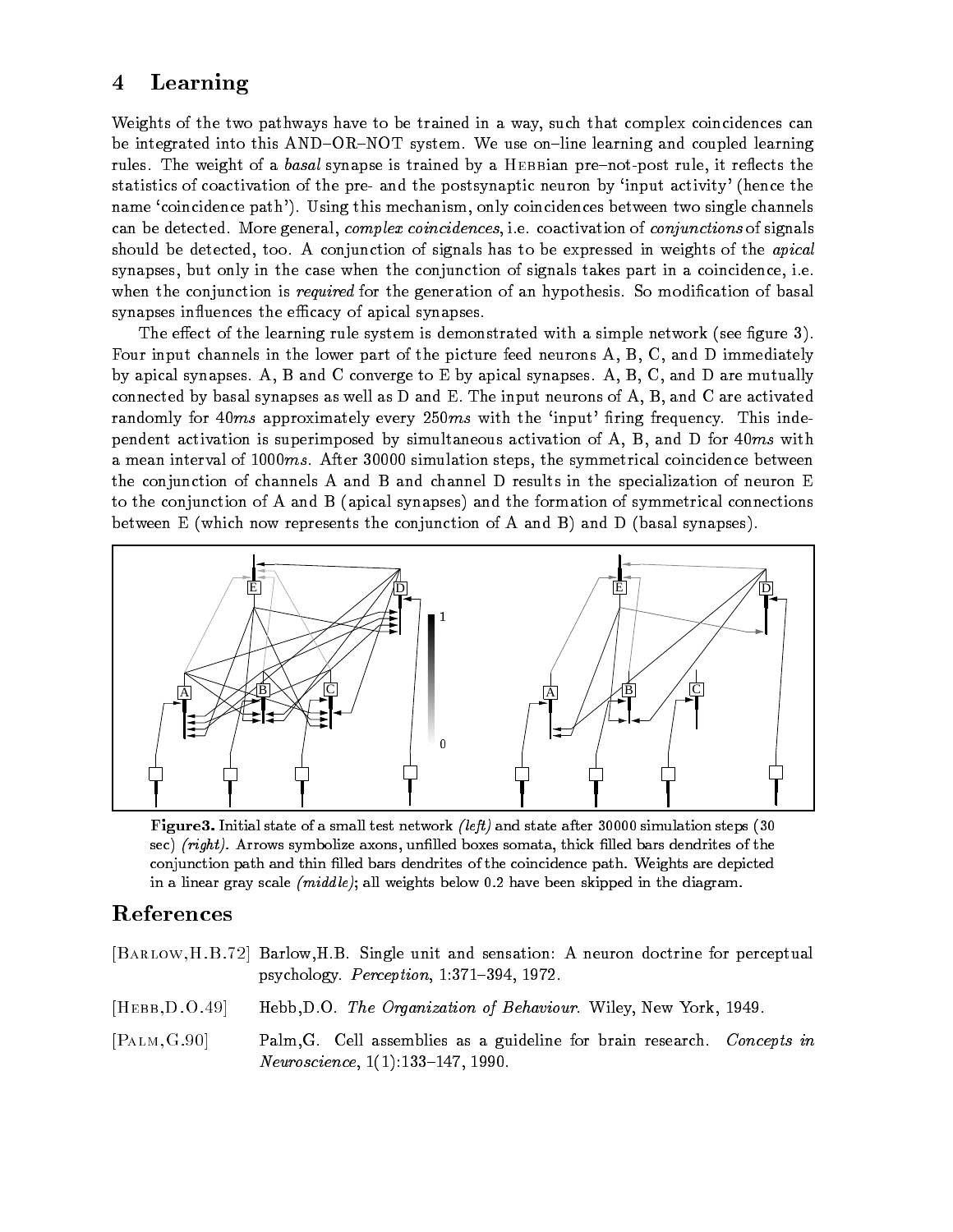## 4 Learning

Weights of the two pathways have to be trained in a way, such that complex coincidences can be integrated into this AND–OR–NOT system. We use on–line learning and coupled learning rules. The weight of a *basal* synapse is trained by a HEBBian pre–not-post rule, it reflects the statistics of coactivation of the pre- and the postsynaptic neuron by 'input activity' (hence the name 'coincidence path'). Using this mechanism, only coincidences between two single channels can be detected. More general, *complex coincidences*, i.e. coactivation of *conjunctions* of signals should be detected, too. A conjunction of signals has to be expressed in weights of the *apical* synapses, but only in the case when the conjunction of signals takes part in a coincidence, i.e. when the conjunction is *required* for the generation of an hypothesis. So modification of basal synapses influences the efficacy of apical synapses.

The effect of the learning rule system is demonstrated with a simple network (see figure 3). Four input channels in the lower part of the picture feed neurons A, B, C, and D immediately by apical synapses. A, B and C converge to E by apical synapses. A, B, C, and D are mutually connected by basal synapses as well as D and E. The input neurons of A, B, and C are activated randomly for $40ms$ approximately every $250ms$ with the 'input' firing frequency. This independent activation is superimposed by simultaneous activation of A, B, and D for $40ms$ with a mean interval of $1000ms$. After 30000 simulation steps, the symmetrical coincidence between the conjunction of channels A and B and channel D results in the specialization of neuron E to the conjunction of A and B (apical synapses) and the formation of symmetrical connections between E (which now represents the conjunction of A and B) and D (basal synapses).

E
D
A
B
C
1
0
E
D
A
B
C

**Figure3.** Initial state of a small test network *(left)* and state after 30000 simulation steps (30 sec) *(right)*. Arrows symbolize axons, unfilled boxes somata, thick filled bars dendrites of the conjunction path and thin filled bars dendrites of the coincidence path. Weights are depicted in a linear gray scale *(middle)*; all weights below 0.2 have been skipped in the diagram.

## References

[BARLOW,H.B.72] Barlow,H.B. Single unit and sensation: A neuron doctrine for perceptual psychology. *Perception*, 1:371–394, 1972.

[HEBB,D.O.49] Hebb,D.O. *The Organization of Behaviour.* Wiley, New York, 1949.

[PALM,G.90] Palm,G. Cell assemblies as a guideline for brain research. *Concepts in Neuroscience*, 1(1):133–147, 1990.